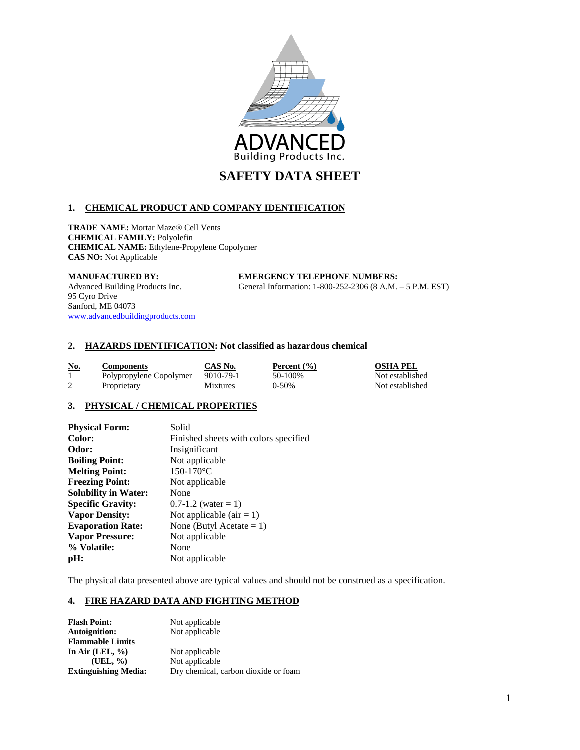ADVANCED
Building Products Inc.

# SAFETY DATA SHEET

## 1. CHEMICAL PRODUCT AND COMPANY IDENTIFICATION

**TRADE NAME:** Mortar Maze® Cell Vents
**CHEMICAL FAMILY:** Polyolefin
**CHEMICAL NAME:** Ethylene-Propylene Copolymer
**CAS NO:** Not Applicable

**MANUFACTURED BY:**
Advanced Building Products Inc.
95 Cyro Drive
Sanford, ME 04073
www.advancedbuildingproducts.com

**EMERGENCY TELEPHONE NUMBERS:**
General Information: 1-800-252-2306 (8 A.M. – 5 P.M. EST)

## 2. HAZARDS IDENTIFICATION: Not classified as hazardous chemical

| No. | Components | CAS No. | Percent (%) | OSHA PEL |
|---|---|---|---|---|
| 1 | Polypropylene Copolymer | 9010-79-1 | 50-100% | Not established |
| 2 | Proprietary | Mixtures | 0-50% | Not established |

## 3. PHYSICAL / CHEMICAL PROPERTIES

| | |
|---|---|
| **Physical Form:** | Solid |
| **Color:** | Finished sheets with colors specified |
| **Odor:** | Insignificant |
| **Boiling Point:** | Not applicable |
| **Melting Point:** | 150-170°C |
| **Freezing Point:** | Not applicable |
| **Solubility in Water:** | None |
| **Specific Gravity:** | 0.7-1.2 (water = 1) |
| **Vapor Density:** | Not applicable (air = 1) |
| **Evaporation Rate:** | None (Butyl Acetate = 1) |
| **Vapor Pressure:** | Not applicable |
| **% Volatile:** | None |
| **pH:** | Not applicable |

The physical data presented above are typical values and should not be construed as a specification.

## 4. FIRE HAZARD DATA AND FIGHTING METHOD

| | |
|---|---|
| **Flash Point:** | Not applicable |
| **Autoignition:** | Not applicable |
| **Flammable Limits** | |
| **In Air (LEL, %)** | Not applicable |
| **(UEL, %)** | Not applicable |
| **Extinguishing Media:** | Dry chemical, carbon dioxide or foam |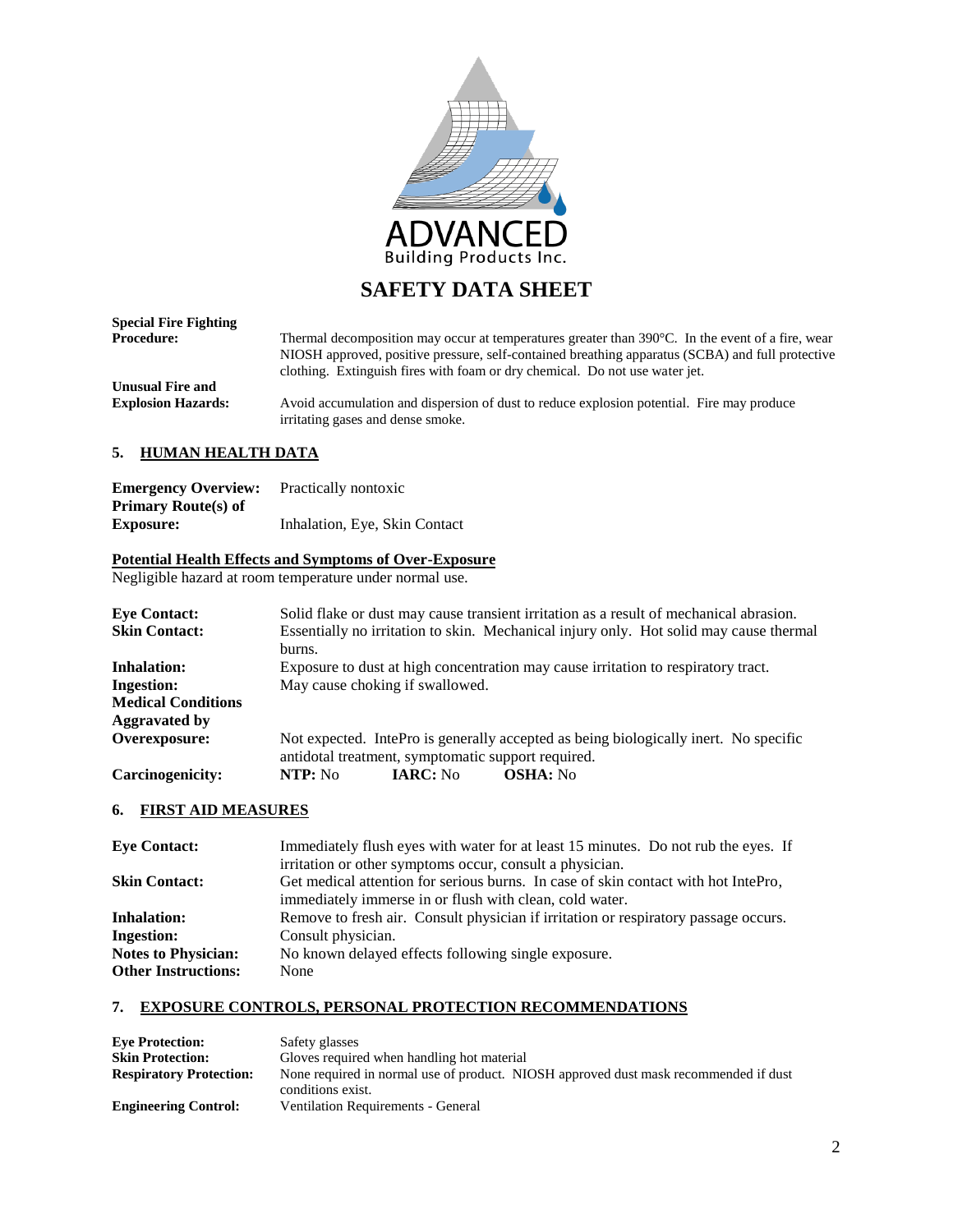# SAFETY DATA SHEET

**Special Fire Fighting Procedure:** Thermal decomposition may occur at temperatures greater than 390°C. In the event of a fire, wear NIOSH approved, positive pressure, self-contained breathing apparatus (SCBA) and full protective clothing. Extinguish fires with foam or dry chemical. Do not use water jet.

**Unusual Fire and Explosion Hazards:** Avoid accumulation and dispersion of dust to reduce explosion potential. Fire may produce irritating gases and dense smoke.

## 5. HUMAN HEALTH DATA

**Emergency Overview:** Practically nontoxic

**Primary Route(s) of Exposure:** Inhalation, Eye, Skin Contact

### Potential Health Effects and Symptoms of Over-Exposure

Negligible hazard at room temperature under normal use.

**Eye Contact:** Solid flake or dust may cause transient irritation as a result of mechanical abrasion.

**Skin Contact:** Essentially no irritation to skin. Mechanical injury only. Hot solid may cause thermal burns.

**Inhalation:** Exposure to dust at high concentration may cause irritation to respiratory tract.

**Ingestion:** May cause choking if swallowed.

**Medical Conditions Aggravated by Overexposure:** Not expected. IntePro is generally accepted as being biologically inert. No specific antidotal treatment, symptomatic support required.

**Carcinogenicity:** **NTP:** No **IARC:** No **OSHA:** No

## 6. FIRST AID MEASURES

**Eye Contact:** Immediately flush eyes with water for at least 15 minutes. Do not rub the eyes. If irritation or other symptoms occur, consult a physician.

**Skin Contact:** Get medical attention for serious burns. In case of skin contact with hot IntePro, immediately immerse in or flush with clean, cold water.

**Inhalation:** Remove to fresh air. Consult physician if irritation or respiratory passage occurs.

**Ingestion:** Consult physician.

**Notes to Physician:** No known delayed effects following single exposure.

**Other Instructions:** None

## 7. EXPOSURE CONTROLS, PERSONAL PROTECTION RECOMMENDATIONS

**Eye Protection:** Safety glasses

**Skin Protection:** Gloves required when handling hot material

**Respiratory Protection:** None required in normal use of product. NIOSH approved dust mask recommended if dust conditions exist.

**Engineering Control:** Ventilation Requirements - General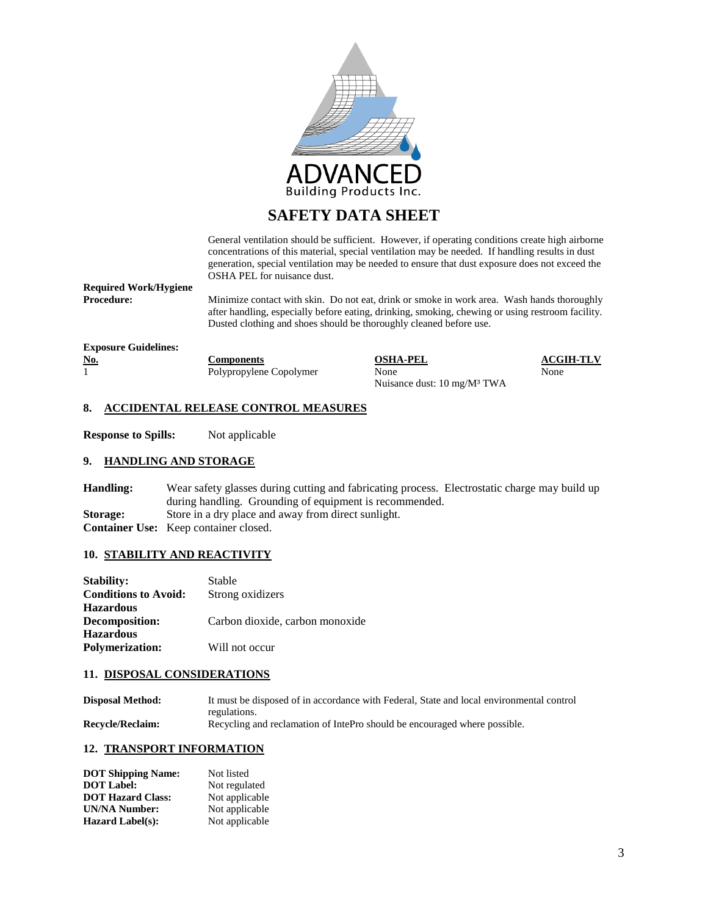# SAFETY DATA SHEET

General ventilation should be sufficient. However, if operating conditions create high airborne concentrations of this material, special ventilation may be needed. If handling results in dust generation, special ventilation may be needed to ensure that dust exposure does not exceed the OSHA PEL for nuisance dust.

**Required Work/Hygiene Procedure:** Minimize contact with skin. Do not eat, drink or smoke in work area. Wash hands thoroughly after handling, especially before eating, drinking, smoking, chewing or using restroom facility. Dusted clothing and shoes should be thoroughly cleaned before use.

**Exposure Guidelines:**

| No. | Components | OSHA-PEL | ACGIH-TLV |
|---|---|---|---|
| 1 | Polypropylene Copolymer | None<br>Nuisance dust: 10 mg/M³ TWA | None |

## 8. ACCIDENTAL RELEASE CONTROL MEASURES

**Response to Spills:** Not applicable

## 9. HANDLING AND STORAGE

**Handling:** Wear safety glasses during cutting and fabricating process. Electrostatic charge may build up during handling. Grounding of equipment is recommended.

**Storage:** Store in a dry place and away from direct sunlight.

**Container Use:** Keep container closed.

## 10. STABILITY AND REACTIVITY

**Stability:** Stable

**Conditions to Avoid:** Strong oxidizers

**Hazardous Decomposition:** Carbon dioxide, carbon monoxide

**Hazardous Polymerization:** Will not occur

## 11. DISPOSAL CONSIDERATIONS

**Disposal Method:** It must be disposed of in accordance with Federal, State and local environmental control regulations.

**Recycle/Reclaim:** Recycling and reclamation of IntePro should be encouraged where possible.

## 12. TRANSPORT INFORMATION

**DOT Shipping Name:** Not listed

**DOT Label:** Not regulated

**DOT Hazard Class:** Not applicable

**UN/NA Number:** Not applicable

**Hazard Label(s):** Not applicable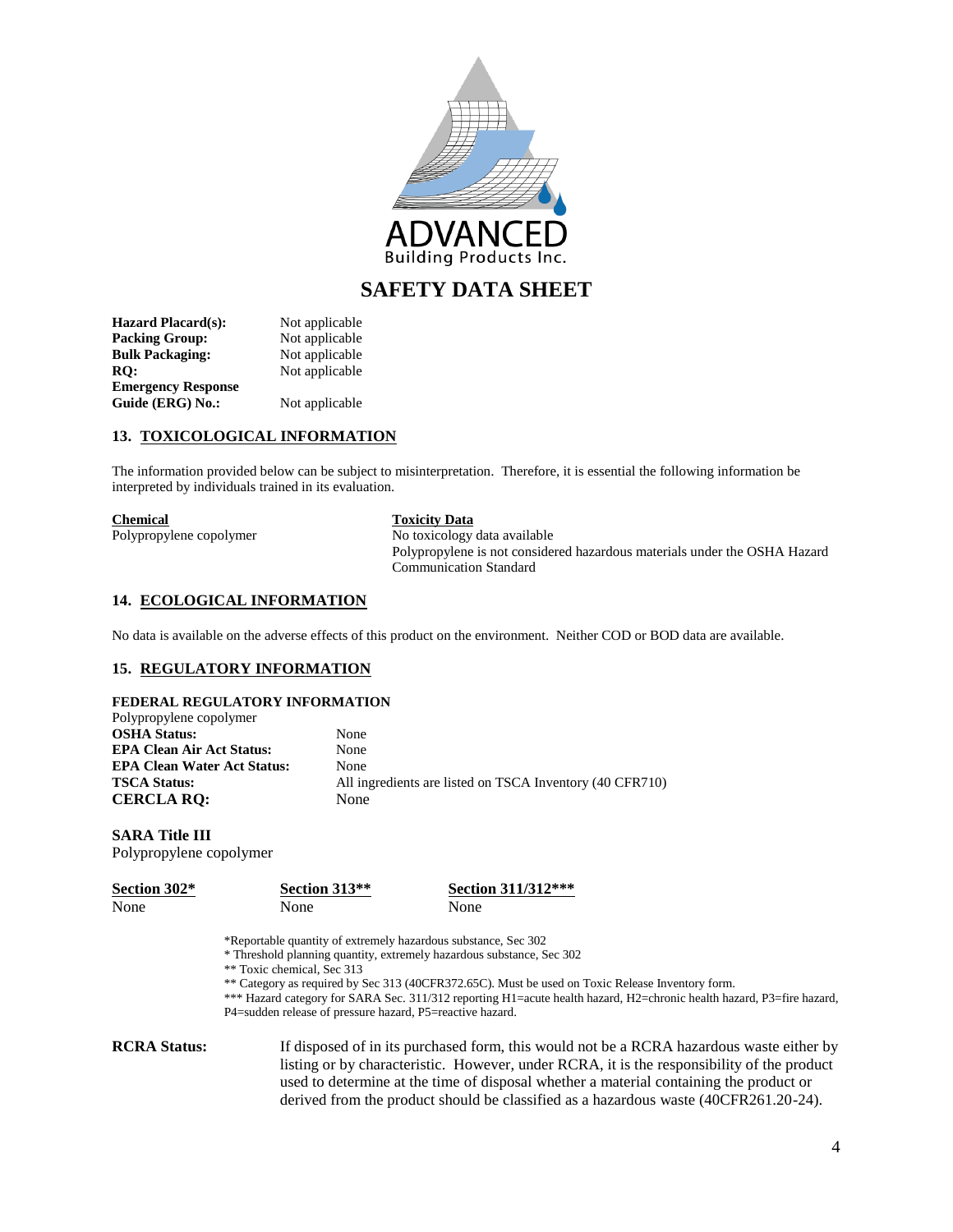ADVANCED
Building Products Inc.

# SAFETY DATA SHEET

| | |
|---|---|
| **Hazard Placard(s):** | Not applicable |
| **Packing Group:** | Not applicable |
| **Bulk Packaging:** | Not applicable |
| **RQ:** | Not applicable |
| **Emergency Response Guide (ERG) No.:** | Not applicable |

## 13. TOXICOLOGICAL INFORMATION

The information provided below can be subject to misinterpretation. Therefore, it is essential the following information be interpreted by individuals trained in its evaluation.

| Chemical | Toxicity Data |
|---|---|
| Polypropylene copolymer | No toxicology data available<br>Polypropylene is not considered hazardous materials under the OSHA Hazard Communication Standard |

## 14. ECOLOGICAL INFORMATION

No data is available on the adverse effects of this product on the environment. Neither COD or BOD data are available.

## 15. REGULATORY INFORMATION

**FEDERAL REGULATORY INFORMATION**

Polypropylene copolymer

| | |
|---|---|
| **OSHA Status:** | None |
| **EPA Clean Air Act Status:** | None |
| **EPA Clean Water Act Status:** | None |
| **TSCA Status:** | All ingredients are listed on TSCA Inventory (40 CFR710) |
| **CERCLA RQ:** | None |

**SARA Title III**

Polypropylene copolymer

| Section 302* | Section 313** | Section 311/312*** |
|---|---|---|
| None | None | None |

*Reportable quantity of extremely hazardous substance, Sec 302
* Threshold planning quantity, extremely hazardous substance, Sec 302
** Toxic chemical, Sec 313
** Category as required by Sec 313 (40CFR372.65C). Must be used on Toxic Release Inventory form.
*** Hazard category for SARA Sec. 311/312 reporting H1=acute health hazard, H2=chronic health hazard, P3=fire hazard, P4=sudden release of pressure hazard, P5=reactive hazard.

**RCRA Status:** If disposed of in its purchased form, this would not be a RCRA hazardous waste either by listing or by characteristic. However, under RCRA, it is the responsibility of the product used to determine at the time of disposal whether a material containing the product or derived from the product should be classified as a hazardous waste (40CFR261.20-24).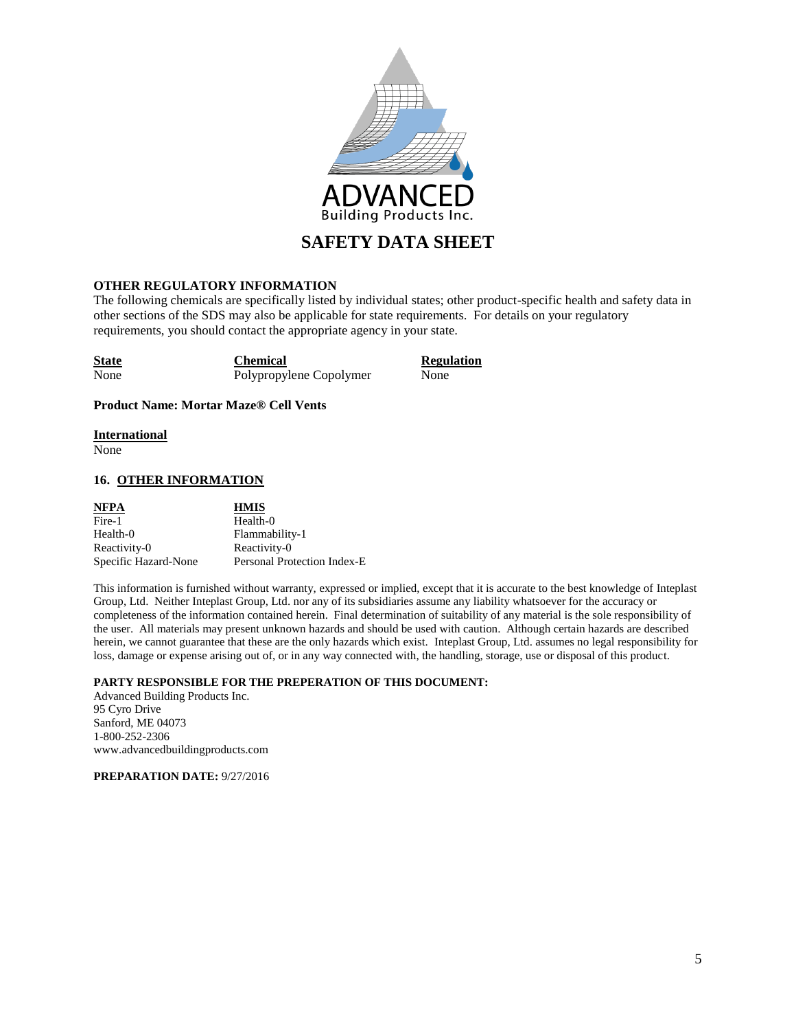ADVANCED
Building Products Inc.

# SAFETY DATA SHEET

**OTHER REGULATORY INFORMATION**

The following chemicals are specifically listed by individual states; other product-specific health and safety data in other sections of the SDS may also be applicable for state requirements. For details on your regulatory requirements, you should contact the appropriate agency in your state.

| State | Chemical | Regulation |
|---|---|---|
| None | Polypropylene Copolymer | None |

**Product Name: Mortar Maze® Cell Vents**

**International**

None

## 16. OTHER INFORMATION

| NFPA | HMIS |
|---|---|
| Fire-1 | Health-0 |
| Health-0 | Flammability-1 |
| Reactivity-0 | Reactivity-0 |
| Specific Hazard-None | Personal Protection Index-E |

This information is furnished without warranty, expressed or implied, except that it is accurate to the best knowledge of Inteplast Group, Ltd. Neither Inteplast Group, Ltd. nor any of its subsidiaries assume any liability whatsoever for the accuracy or completeness of the information contained herein. Final determination of suitability of any material is the sole responsibility of the user. All materials may present unknown hazards and should be used with caution. Although certain hazards are described herein, we cannot guarantee that these are the only hazards which exist. Inteplast Group, Ltd. assumes no legal responsibility for loss, damage or expense arising out of, or in any way connected with, the handling, storage, use or disposal of this product.

**PARTY RESPONSIBLE FOR THE PREPERATION OF THIS DOCUMENT:**

Advanced Building Products Inc.
95 Cyro Drive
Sanford, ME 04073
1-800-252-2306
www.advancedbuildingproducts.com

**PREPARATION DATE:** 9/27/2016